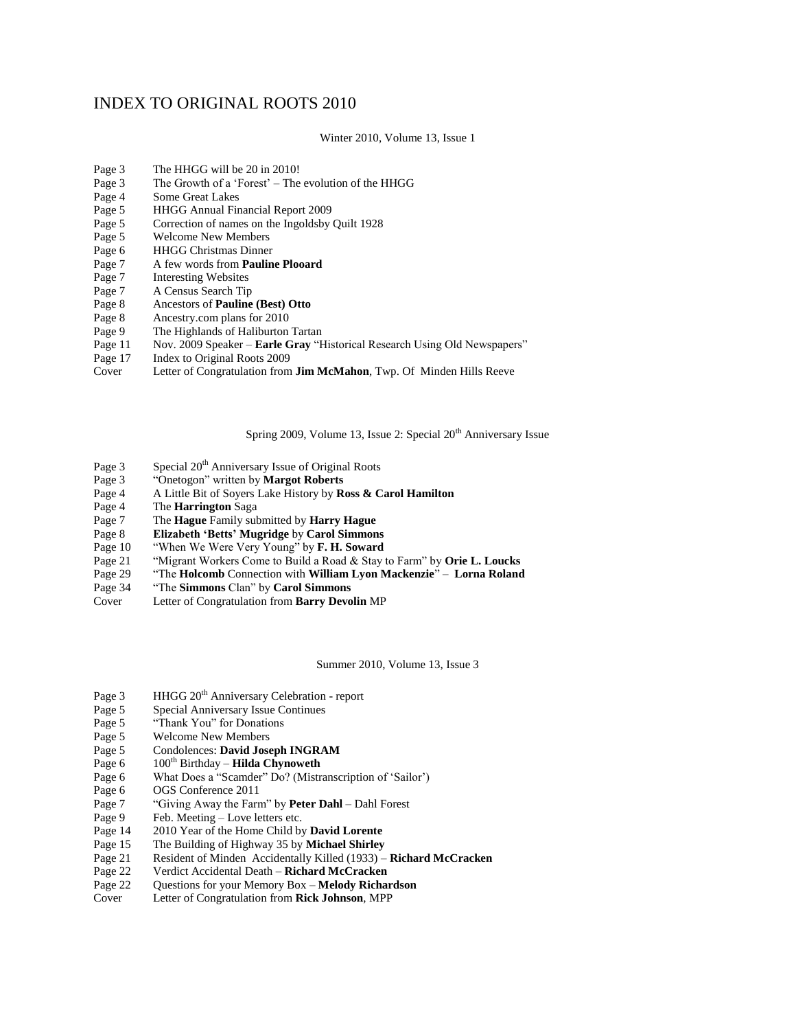# INDEX TO ORIGINAL ROOTS 2010

Winter 2010, Volume 13, Issue 1

| | |
|---|---|
| Page 3 | The HHGG will be 20 in 2010! |
| Page 3 | The Growth of a 'Forest' – The evolution of the HHGG |
| Page 4 | Some Great Lakes |
| Page 5 | HHGG Annual Financial Report 2009 |
| Page 5 | Correction of names on the Ingoldsby Quilt 1928 |
| Page 5 | Welcome New Members |
| Page 6 | HHGG Christmas Dinner |
| Page 7 | A few words from **Pauline Plooard** |
| Page 7 | Interesting Websites |
| Page 7 | A Census Search Tip |
| Page 8 | Ancestors of **Pauline (Best) Otto** |
| Page 8 | Ancestry.com plans for 2010 |
| Page 9 | The Highlands of Haliburton Tartan |
| Page 11 | Nov. 2009 Speaker – **Earle Gray** "Historical Research Using Old Newspapers" |
| Page 17 | Index to Original Roots 2009 |
| Cover | Letter of Congratulation from **Jim McMahon**, Twp. Of Minden Hills Reeve |

Spring 2009, Volume 13, Issue 2: Special 20th Anniversary Issue

| | |
|---|---|
| Page 3 | Special 20th Anniversary Issue of Original Roots |
| Page 3 | "Onetogon" written by **Margot Roberts** |
| Page 4 | A Little Bit of Soyers Lake History by **Ross & Carol Hamilton** |
| Page 4 | The **Harrington** Saga |
| Page 7 | The **Hague** Family submitted by **Harry Hague** |
| Page 8 | **Elizabeth 'Betts' Mugridge** by **Carol Simmons** |
| Page 10 | "When We Were Very Young" by **F. H. Soward** |
| Page 21 | "Migrant Workers Come to Build a Road & Stay to Farm" by **Orie L. Loucks** |
| Page 29 | "The **Holcomb** Connection with **William Lyon Mackenzie**" – **Lorna Roland** |
| Page 34 | "The **Simmons** Clan" by **Carol Simmons** |
| Cover | Letter of Congratulation from **Barry Devolin** MP |

Summer 2010, Volume 13, Issue 3

| | |
|---|---|
| Page 3 | HHGG 20th Anniversary Celebration - report |
| Page 5 | Special Anniversary Issue Continues |
| Page 5 | "Thank You" for Donations |
| Page 5 | Welcome New Members |
| Page 5 | Condolences: **David Joseph INGRAM** |
| Page 6 | 100th Birthday – **Hilda Chynoweth** |
| Page 6 | What Does a "Scamder" Do? (Mistranscription of 'Sailor') |
| Page 6 | OGS Conference 2011 |
| Page 7 | "Giving Away the Farm" by **Peter Dahl** – Dahl Forest |
| Page 9 | Feb. Meeting – Love letters etc. |
| Page 14 | 2010 Year of the Home Child by **David Lorente** |
| Page 15 | The Building of Highway 35 by **Michael Shirley** |
| Page 21 | Resident of Minden Accidentally Killed (1933) – **Richard McCracken** |
| Page 22 | Verdict Accidental Death – **Richard McCracken** |
| Page 22 | Questions for your Memory Box – **Melody Richardson** |
| Cover | Letter of Congratulation from **Rick Johnson**, MPP |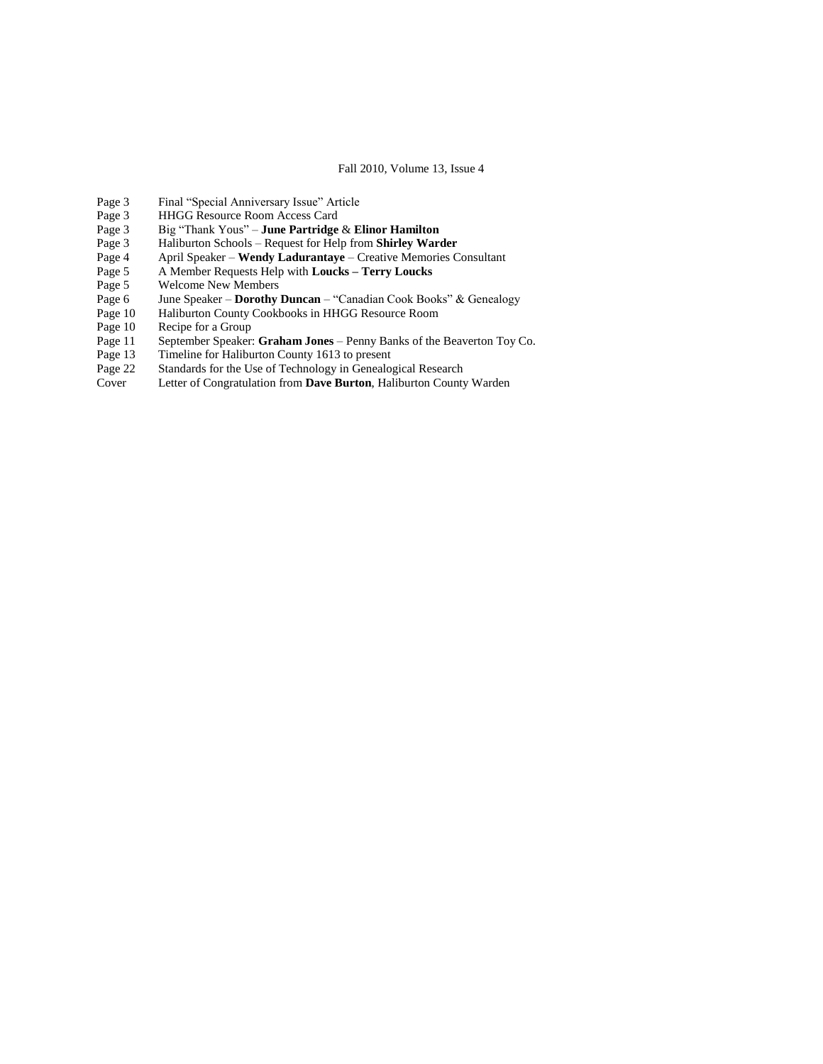Fall 2010, Volume 13, Issue 4

| | |
|---|---|
| Page 3 | Final "Special Anniversary Issue" Article |
| Page 3 | HHGG Resource Room Access Card |
| Page 3 | Big "Thank Yous" – **June Partridge** & **Elinor Hamilton** |
| Page 3 | Haliburton Schools – Request for Help from **Shirley Warder** |
| Page 4 | April Speaker – **Wendy Ladurantaye** – Creative Memories Consultant |
| Page 5 | A Member Requests Help with **Loucks – Terry Loucks** |
| Page 5 | Welcome New Members |
| Page 6 | June Speaker – **Dorothy Duncan** – "Canadian Cook Books" & Genealogy |
| Page 10 | Haliburton County Cookbooks in HHGG Resource Room |
| Page 10 | Recipe for a Group |
| Page 11 | September Speaker: **Graham Jones** – Penny Banks of the Beaverton Toy Co. |
| Page 13 | Timeline for Haliburton County 1613 to present |
| Page 22 | Standards for the Use of Technology in Genealogical Research |
| Cover | Letter of Congratulation from **Dave Burton**, Haliburton County Warden |